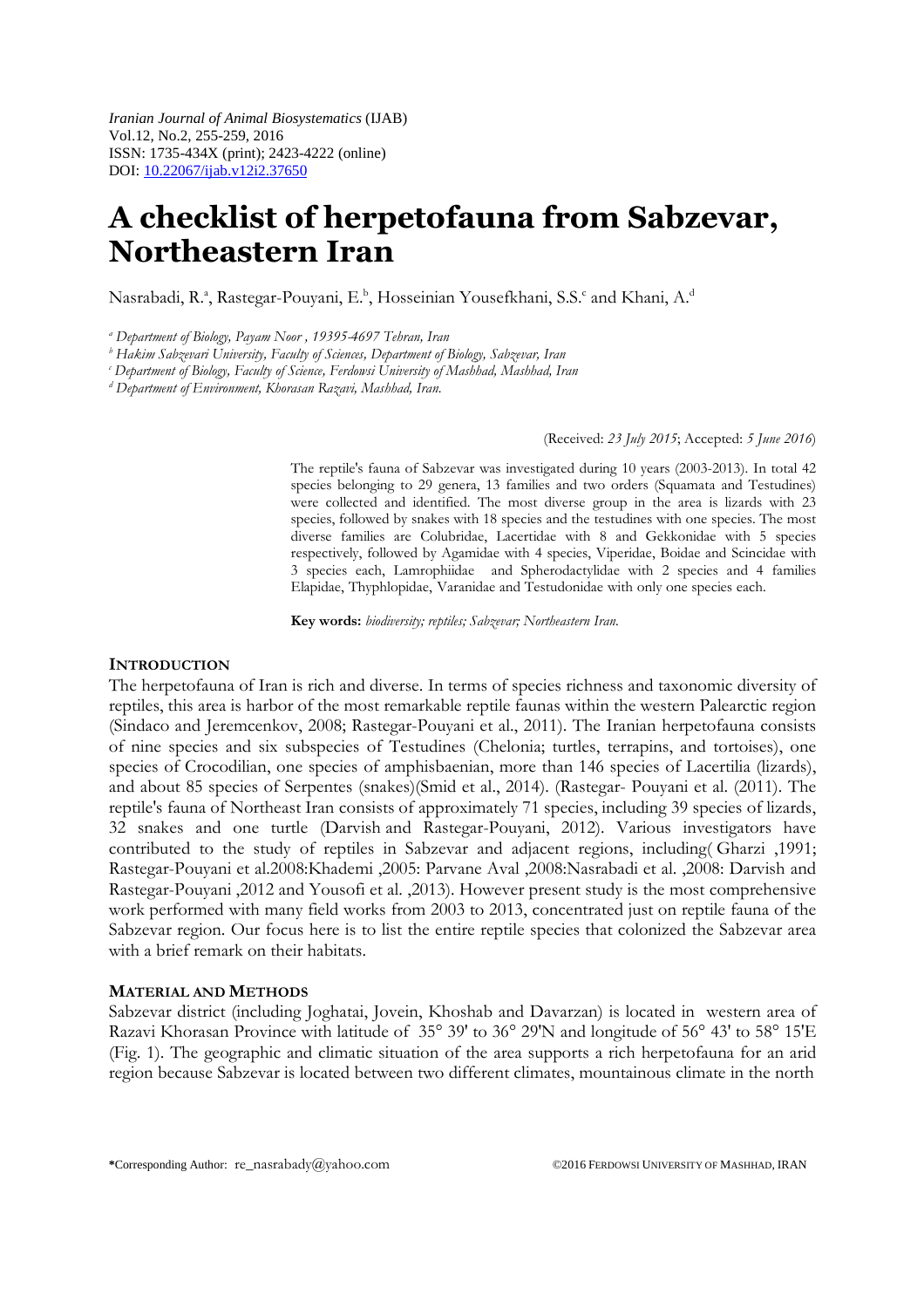*Iranian Journal of Animal Biosystematics* (IJAB)
Vol.12, No.2, 255-259, 2016
ISSN: 1735-434X (print); 2423-4222 (online)
DOI: 10.22067/ijab.v12i2.37650

# A checklist of herpetofauna from Sabzevar, Northeastern Iran

Nasrabadi, R.[a], Rastegar-Pouyani, E.[b], Hosseinian Yousefkhani, S.S.[c] and Khani, A.[d]

[a] *Department of Biology, Payam Noor , 19395-4697 Tehran, Iran*
[b] *Hakim Sabzevari University, Faculty of Sciences, Department of Biology, Sabzevar, Iran*
[c] *Department of Biology, Faculty of Science, Ferdowsi University of Mashhad, Mashhad, Iran*
[d] *Department of Environment, Khorasan Razavi, Mashhad, Iran.*

(Received: *23 July 2015*; Accepted: *5 June 2016*)

The reptile's fauna of Sabzevar was investigated during 10 years (2003-2013). In total 42 species belonging to 29 genera, 13 families and two orders (Squamata and Testudines) were collected and identified. The most diverse group in the area is lizards with 23 species, followed by snakes with 18 species and the testudines with one species. The most diverse families are Colubridae, Lacertidae with 8 and Gekkonidae with 5 species respectively, followed by Agamidae with 4 species, Viperidae, Boidae and Scincidae with 3 species each, Lamrophiidae and Spherodactylidae with 2 species and 4 families Elapidae, Thyphlopidae, Varanidae and Testudonidae with only one species each.

**Key words:** *biodiversity; reptiles; Sabzevar; Northeastern Iran.*

## INTRODUCTION

The herpetofauna of Iran is rich and diverse. In terms of species richness and taxonomic diversity of reptiles, this area is harbor of the most remarkable reptile faunas within the western Palearctic region (Sindaco and Jeremcenkov, 2008; Rastegar-Pouyani et al., 2011). The Iranian herpetofauna consists of nine species and six subspecies of Testudines (Chelonia; turtles, terrapins, and tortoises), one species of Crocodilian, one species of amphisbaenian, more than 146 species of Lacertilia (lizards), and about 85 species of Serpentes (snakes)(Smid et al., 2014). (Rastegar- Pouyani et al. (2011). The reptile's fauna of Northeast Iran consists of approximately 71 species, including 39 species of lizards, 32 snakes and one turtle (Darvish and Rastegar-Pouyani, 2012). Various investigators have contributed to the study of reptiles in Sabzevar and adjacent regions, including( Gharzi ,1991; Rastegar-Pouyani et al.2008:Khademi ,2005: Parvane Aval ,2008:Nasrabadi et al. ,2008: Darvish and Rastegar-Pouyani ,2012 and Yousofi et al. ,2013). However present study is the most comprehensive work performed with many field works from 2003 to 2013, concentrated just on reptile fauna of the Sabzevar region. Our focus here is to list the entire reptile species that colonized the Sabzevar area with a brief remark on their habitats.

## MATERIAL AND METHODS

Sabzevar district (including Joghatai, Jovein, Khoshab and Davarzan) is located in western area of Razavi Khorasan Province with latitude of 35° 39' to 36° 29'N and longitude of 56° 43' to 58° 15'E (Fig. 1). The geographic and climatic situation of the area supports a rich herpetofauna for an arid region because Sabzevar is located between two different climates, mountainous climate in the north

*Corresponding Author: re_nasrabady@yahoo.com ©2016 FERDOWSI UNIVERSITY OF MASHHAD, IRAN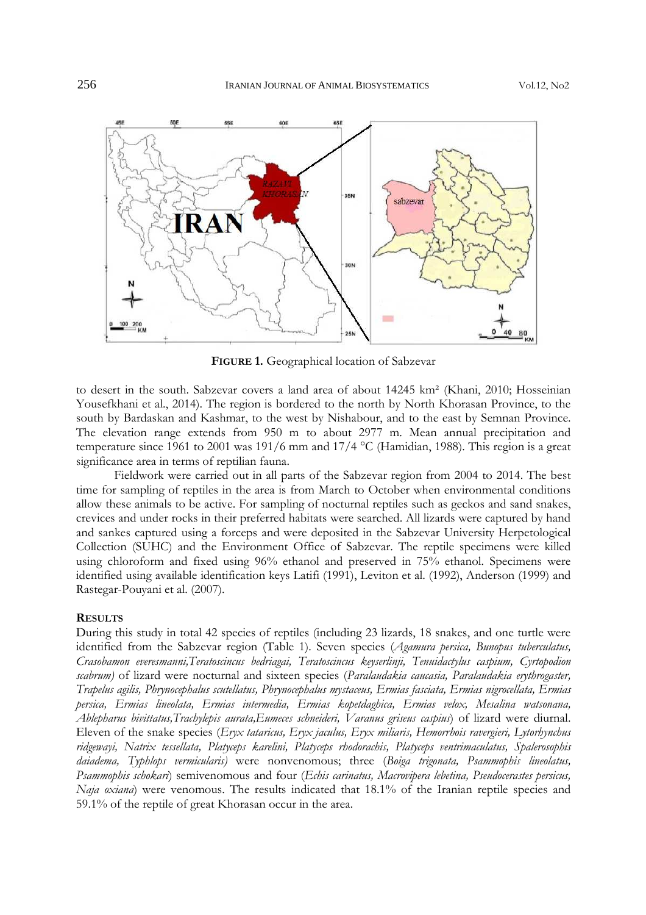**FIGURE 1.** Geographical location of Sabzevar

to desert in the south. Sabzevar covers a land area of about 14245 km² (Khani, 2010; Hosseinian Yousefkhani et al., 2014). The region is bordered to the north by North Khorasan Province, to the south by Bardaskan and Kashmar, to the west by Nishabour, and to the east by Semnan Province. The elevation range extends from 950 m to about 2977 m. Mean annual precipitation and temperature since 1961 to 2001 was 191/6 mm and 17/4 °C (Hamidian, 1988). This region is a great significance area in terms of reptilian fauna.

Fieldwork were carried out in all parts of the Sabzevar region from 2004 to 2014. The best time for sampling of reptiles in the area is from March to October when environmental conditions allow these animals to be active. For sampling of nocturnal reptiles such as geckos and sand snakes, crevices and under rocks in their preferred habitats were searched. All lizards were captured by hand and sankes captured using a forceps and were deposited in the Sabzevar University Herpetological Collection (SUHC) and the Environment Office of Sabzevar. The reptile specimens were killed using chloroform and fixed using 96% ethanol and preserved in 75% ethanol. Specimens were identified using available identification keys Latifi (1991), Leviton et al. (1992), Anderson (1999) and Rastegar-Pouyani et al. (2007).

## RESULTS

During this study in total 42 species of reptiles (including 23 lizards, 18 snakes, and one turtle were identified from the Sabzevar region (Table 1). Seven species (*Agamura persica, Bunopus tuberculatus, Crasobamon everesmanni,Teratoscincus bedriagai, Teratoscincus keyserlinji, Tenuidactylus caspium, Cyrtopodion scabrum)* of lizard were nocturnal and sixteen species (*Paralaudakia caucasia, Paralaudakia erythrogaster, Trapelus agilis, Phrynocephalus scutellatus, Phrynocephalus mystaceus, Ermias fasciata, Ermias nigrocellata, Ermias persica, Ermias lineolata, Ermias intermedia, Ermias kopetdaghica, Ermias velox, Mesalina watsonana, Ablepharus bivittatus,Trachylepis aurata,Eumeces schneideri, Varanus griseus caspius*) of lizard were diurnal. Eleven of the snake species (*Eryx tataricus, Eryx jaculus, Eryx miliaris, Hemorrhois ravergieri, Lytorhynchus ridgewayi, Natrix tessellata, Platyceps karelini, Platyceps rhodorachis, Platyceps ventrimaculatus, Spalerosophis daiadema, Typhlops vermicularis)* were nonvenomous; three (*Boiga trigonata, Psammophis lineolatus, Psammophis schokari*) semivenomous and four (*Echis carinatus, Macrovipera lebetina, Pseudocerastes persicus, Naja oxiana*) were venomous. The results indicated that 18.1% of the Iranian reptile species and 59.1% of the reptile of great Khorasan occur in the area.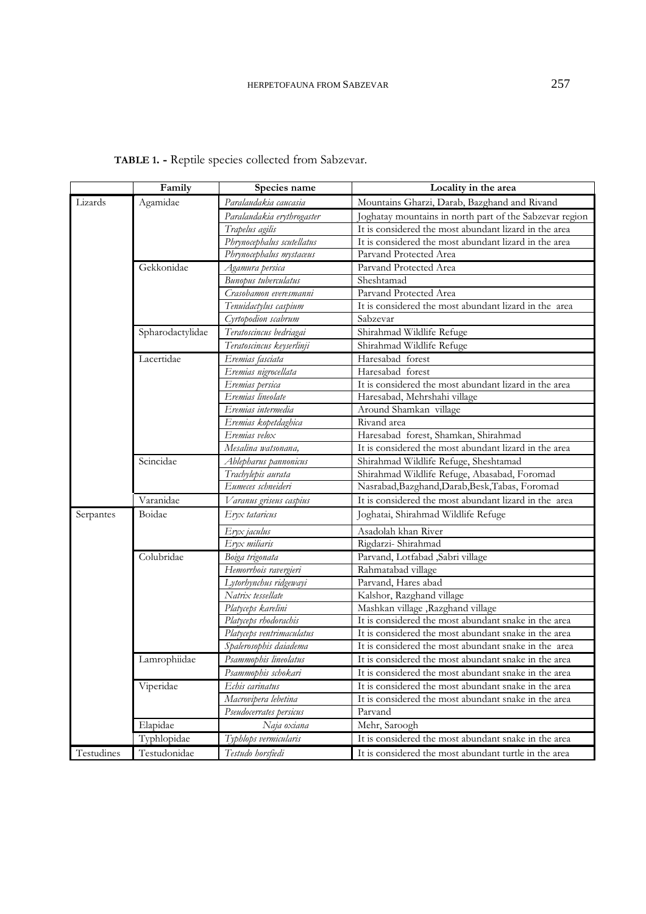**TABLE 1. -** Reptile species collected from Sabzevar.

| | Family | Species name | Locality in the area |
|---|---|---|---|
| Lizards | Agamidae | *Paralaudakia caucasia* | Mountains Gharzi, Darab, Bazghand and Rivand |
| | | *Paralaudakia erythrogaster* | Joghatay mountains in north part of the Sabzevar region |
| | | *Trapelus agilis* | It is considered the most abundant lizard in the area |
| | | *Phrynocephalus scutellatus* | It is considered the most abundant lizard in the area |
| | | *Phrynocephalus mystaceus* | Parvand Protected Area |
| | Gekkonidae | *Agamura persica* | Parvand Protected Area |
| | | *Bunopus tuberculatus* | Sheshtamad |
| | | *Crasobamon everesmanni* | Parvand Protected Area |
| | | *Tenuidactylus caspium* | It is considered the most abundant lizard in the area |
| | | *Cyrtopodion scabrum* | Sabzevar |
| | Spharodactylidae | *Teratoscincus bedriagai* | Shirahmad Wildlife Refuge |
| | | *Teratoscincus keyserlinji* | Shirahmad Wildlife Refuge |
| | Lacertidae | *Eremias fasciata* | Haresabad forest |
| | | *Eremias nigrocellata* | Haresabad forest |
| | | *Eremias persica* | It is considered the most abundant lizard in the area |
| | | *Eremias lineolate* | Haresabad, Mehrshahi village |
| | | *Eremias intermedia* | Around Shamkan village |
| | | *Eremias kopetdaghica* | Rivand area |
| | | *Eremias velox* | Haresabad forest, Shamkan, Shirahmad |
| | | *Mesalina watsonana,* | It is considered the most abundant lizard in the area |
| | Scincidae | *Ablepharus pannonicus* | Shirahmad Wildlife Refuge, Sheshtamad |
| | | *Trachylepis aurata* | Shirahmad Wildlife Refuge, Abasabad, Foromad |
| | | *Eumeces schneideri* | Nasrabad,Bazghand,Darab,Besk,Tabas, Foromad |
| | Varanidae | *Varanus griseus caspius* | It is considered the most abundant lizard in the area |
| Serpantes | Boidae | *Eryx tataricus* | Joghatai, Shirahmad Wildlife Refuge |
| | | *Eryx jaculus* | Asadolah khan River |
| | | *Eryx miliaris* | Rigdarzi- Shirahmad |
| | Colubridae | *Boiga trigonata* | Parvand, Lotfabad ,Sabri village |
| | | *Hemorrhois ravergieri* | Rahmatabad village |
| | | *Lytorhynchus ridgewayi* | Parvand, Hares abad |
| | | *Natrix tessellate* | Kalshor, Razghand village |
| | | *Platyceps karelini* | Mashkan village ,Razghand village |
| | | *Platyceps rhodorachis* | It is considered the most abundant snake in the area |
| | | *Platyceps ventrimaculatus* | It is considered the most abundant snake in the area |
| | | *Spalerosophis daiadema* | It is considered the most abundant snake in the area |
| | Lamrophiidae | *Psammophis lineolatus* | It is considered the most abundant snake in the area |
| | | *Psammophis schokari* | It is considered the most abundant snake in the area |
| | Viperidae | *Echis carinatus* | It is considered the most abundant snake in the area |
| | | *Macrovipera lebetina* | It is considered the most abundant snake in the area |
| | | *Pseudocerrates persicus* | Parvand |
| | Elapidae | *Naja oxiana* | Mehr, Saroogh |
| | Typhlopidae | *Typhlops vermicularis* | It is considered the most abundant snake in the area |
| Testudines | Testudonidae | *Testudo horsfiedi* | It is considered the most abundant turtle in the area |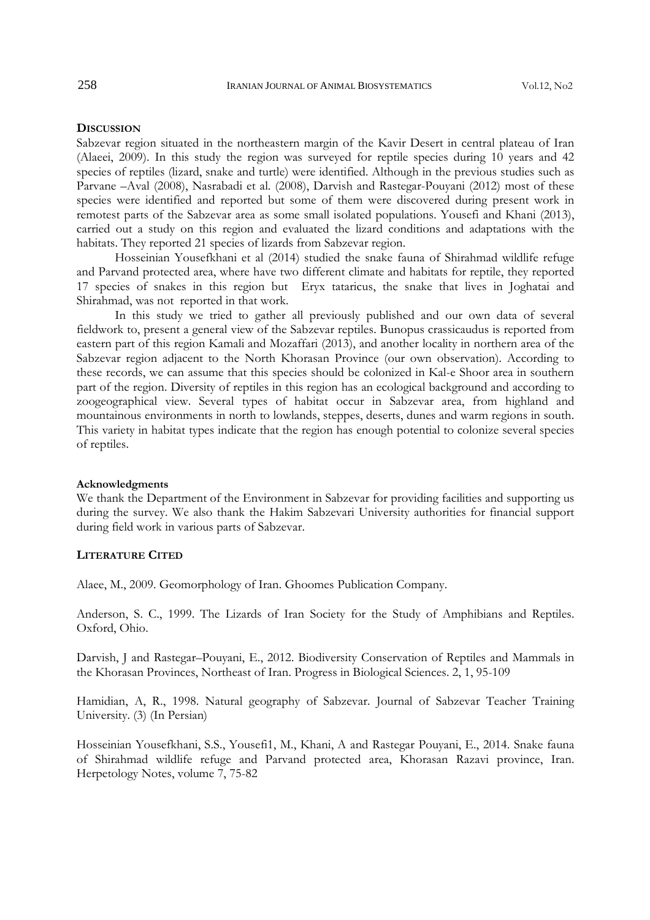## Discussion

Sabzevar region situated in the northeastern margin of the Kavir Desert in central plateau of Iran (Alaeei, 2009). In this study the region was surveyed for reptile species during 10 years and 42 species of reptiles (lizard, snake and turtle) were identified. Although in the previous studies such as Parvane –Aval (2008), Nasrabadi et al. (2008), Darvish and Rastegar-Pouyani (2012) most of these species were identified and reported but some of them were discovered during present work in remotest parts of the Sabzevar area as some small isolated populations. Yousefi and Khani (2013), carried out a study on this region and evaluated the lizard conditions and adaptations with the habitats. They reported 21 species of lizards from Sabzevar region.

Hosseinian Yousefkhani et al (2014) studied the snake fauna of Shirahmad wildlife refuge and Parvand protected area, where have two different climate and habitats for reptile, they reported 17 species of snakes in this region but Eryx tataricus, the snake that lives in Joghatai and Shirahmad, was not reported in that work.

In this study we tried to gather all previously published and our own data of several fieldwork to, present a general view of the Sabzevar reptiles. Bunopus crassicaudus is reported from eastern part of this region Kamali and Mozaffari (2013), and another locality in northern area of the Sabzevar region adjacent to the North Khorasan Province (our own observation). According to these records, we can assume that this species should be colonized in Kal-e Shoor area in southern part of the region. Diversity of reptiles in this region has an ecological background and according to zoogeographical view. Several types of habitat occur in Sabzevar area, from highland and mountainous environments in north to lowlands, steppes, deserts, dunes and warm regions in south. This variety in habitat types indicate that the region has enough potential to colonize several species of reptiles.

#### Acknowledgments

We thank the Department of the Environment in Sabzevar for providing facilities and supporting us during the survey. We also thank the Hakim Sabzevari University authorities for financial support during field work in various parts of Sabzevar.

## Literature Cited

Alaee, M., 2009. Geomorphology of Iran. Ghoomes Publication Company.

Anderson, S. C., 1999. The Lizards of Iran Society for the Study of Amphibians and Reptiles. Oxford, Ohio.

Darvish, J and Rastegar–Pouyani, E., 2012. Biodiversity Conservation of Reptiles and Mammals in the Khorasan Provinces, Northeast of Iran. Progress in Biological Sciences. 2, 1, 95-109

Hamidian, A, R., 1998. Natural geography of Sabzevar. Journal of Sabzevar Teacher Training University. (3) (In Persian)

Hosseinian Yousefkhani, S.S., Yousefi1, M., Khani, A and Rastegar Pouyani, E., 2014. Snake fauna of Shirahmad wildlife refuge and Parvand protected area, Khorasan Razavi province, Iran. Herpetology Notes, volume 7, 75-82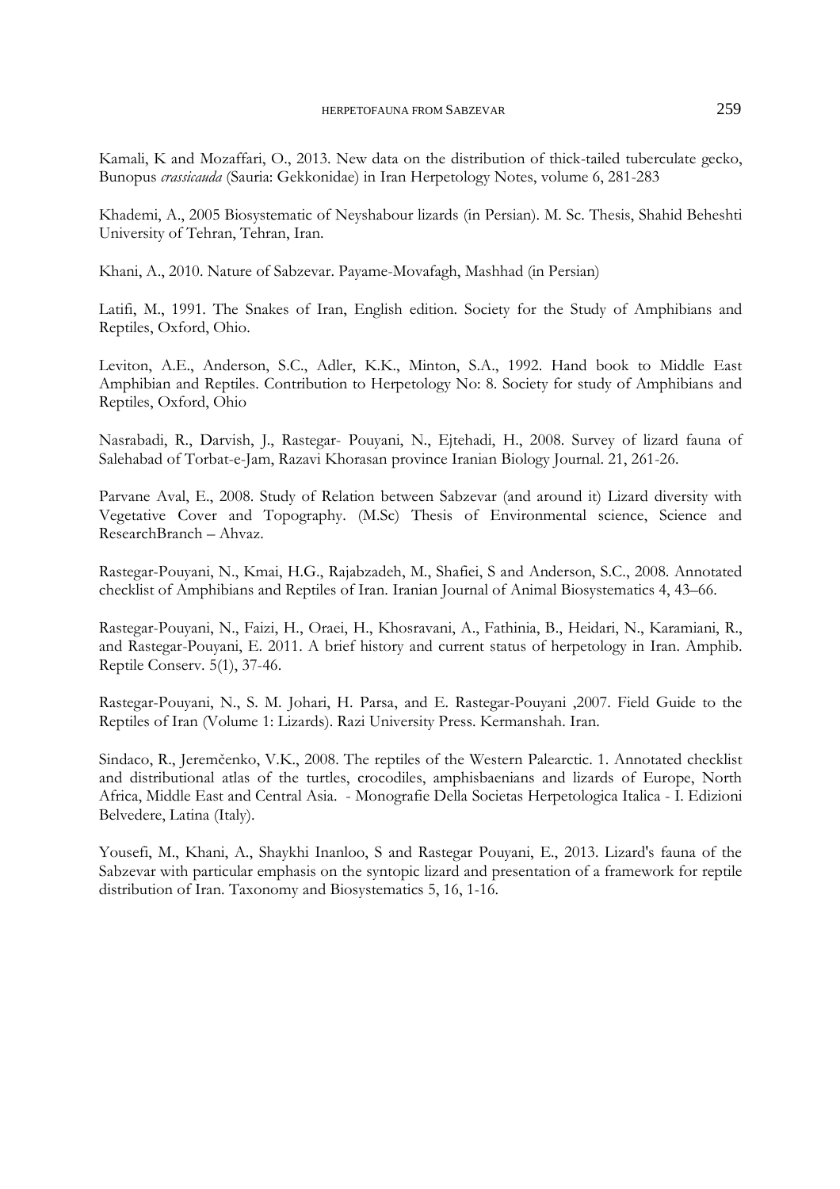Kamali, K and Mozaffari, O., 2013. New data on the distribution of thick-tailed tuberculate gecko, Bunopus *crassicauda* (Sauria: Gekkonidae) in Iran Herpetology Notes, volume 6, 281-283

Khademi, A., 2005 Biosystematic of Neyshabour lizards (in Persian). M. Sc. Thesis, Shahid Beheshti University of Tehran, Tehran, Iran.

Khani, A., 2010. Nature of Sabzevar. Payame-Movafagh, Mashhad (in Persian)

Latifi, M., 1991. The Snakes of Iran, English edition. Society for the Study of Amphibians and Reptiles, Oxford, Ohio.

Leviton, A.E., Anderson, S.C., Adler, K.K., Minton, S.A., 1992. Hand book to Middle East Amphibian and Reptiles. Contribution to Herpetology No: 8. Society for study of Amphibians and Reptiles, Oxford, Ohio

Nasrabadi, R., Darvish, J., Rastegar- Pouyani, N., Ejtehadi, H., 2008. Survey of lizard fauna of Salehabad of Torbat-e-Jam, Razavi Khorasan province Iranian Biology Journal. 21, 261-26.

Parvane Aval, E., 2008. Study of Relation between Sabzevar (and around it) Lizard diversity with Vegetative Cover and Topography. (M.Sc) Thesis of Environmental science, Science and ResearchBranch – Ahvaz.

Rastegar-Pouyani, N., Kmai, H.G., Rajabzadeh, M., Shafiei, S and Anderson, S.C., 2008. Annotated checklist of Amphibians and Reptiles of Iran. Iranian Journal of Animal Biosystematics 4, 43–66.

Rastegar-Pouyani, N., Faizi, H., Oraei, H., Khosravani, A., Fathinia, B., Heidari, N., Karamiani, R., and Rastegar-Pouyani, E. 2011. A brief history and current status of herpetology in Iran. Amphib. Reptile Conserv. 5(1), 37-46.

Rastegar-Pouyani, N., S. M. Johari, H. Parsa, and E. Rastegar-Pouyani ,2007. Field Guide to the Reptiles of Iran (Volume 1: Lizards). Razi University Press. Kermanshah. Iran.

Sindaco, R., Jeremčenko, V.K., 2008. The reptiles of the Western Palearctic. 1. Annotated checklist and distributional atlas of the turtles, crocodiles, amphisbaenians and lizards of Europe, North Africa, Middle East and Central Asia. - Monografie Della Societas Herpetologica Italica - I. Edizioni Belvedere, Latina (Italy).

Yousefi, M., Khani, A., Shaykhi Inanloo, S and Rastegar Pouyani, E., 2013. Lizard's fauna of the Sabzevar with particular emphasis on the syntopic lizard and presentation of a framework for reptile distribution of Iran. Taxonomy and Biosystematics 5, 16, 1-16.